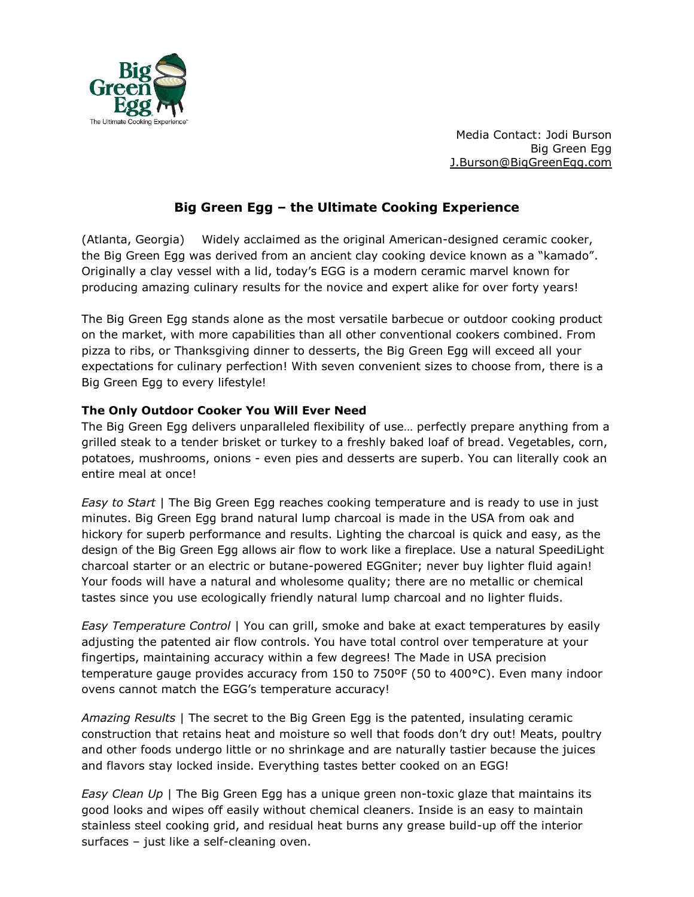Media Contact: Jodi Burson
Big Green Egg
J.Burson@BigGreenEgg.com

# Big Green Egg – the Ultimate Cooking Experience

(Atlanta, Georgia) Widely acclaimed as the original American-designed ceramic cooker, the Big Green Egg was derived from an ancient clay cooking device known as a "kamado". Originally a clay vessel with a lid, today's EGG is a modern ceramic marvel known for producing amazing culinary results for the novice and expert alike for over forty years!

The Big Green Egg stands alone as the most versatile barbecue or outdoor cooking product on the market, with more capabilities than all other conventional cookers combined. From pizza to ribs, or Thanksgiving dinner to desserts, the Big Green Egg will exceed all your expectations for culinary perfection! With seven convenient sizes to choose from, there is a Big Green Egg to every lifestyle!

**The Only Outdoor Cooker You Will Ever Need**

The Big Green Egg delivers unparalleled flexibility of use… perfectly prepare anything from a grilled steak to a tender brisket or turkey to a freshly baked loaf of bread. Vegetables, corn, potatoes, mushrooms, onions - even pies and desserts are superb. You can literally cook an entire meal at once!

*Easy to Start* | The Big Green Egg reaches cooking temperature and is ready to use in just minutes. Big Green Egg brand natural lump charcoal is made in the USA from oak and hickory for superb performance and results. Lighting the charcoal is quick and easy, as the design of the Big Green Egg allows air flow to work like a fireplace. Use a natural SpeediLight charcoal starter or an electric or butane-powered EGGniter; never buy lighter fluid again! Your foods will have a natural and wholesome quality; there are no metallic or chemical tastes since you use ecologically friendly natural lump charcoal and no lighter fluids.

*Easy Temperature Control* | You can grill, smoke and bake at exact temperatures by easily adjusting the patented air flow controls. You have total control over temperature at your fingertips, maintaining accuracy within a few degrees! The Made in USA precision temperature gauge provides accuracy from 150 to 750ºF (50 to 400°C). Even many indoor ovens cannot match the EGG's temperature accuracy!

*Amazing Results* | The secret to the Big Green Egg is the patented, insulating ceramic construction that retains heat and moisture so well that foods don't dry out! Meats, poultry and other foods undergo little or no shrinkage and are naturally tastier because the juices and flavors stay locked inside. Everything tastes better cooked on an EGG!

*Easy Clean Up* | The Big Green Egg has a unique green non-toxic glaze that maintains its good looks and wipes off easily without chemical cleaners. Inside is an easy to maintain stainless steel cooking grid, and residual heat burns any grease build-up off the interior surfaces – just like a self-cleaning oven.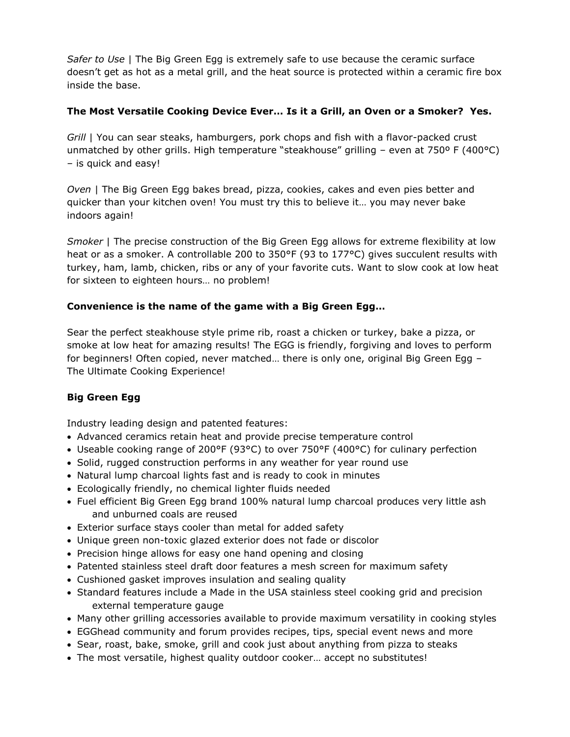*Safer to Use* | The Big Green Egg is extremely safe to use because the ceramic surface doesn't get as hot as a metal grill, and the heat source is protected within a ceramic fire box inside the base.

**The Most Versatile Cooking Device Ever… Is it a Grill, an Oven or a Smoker? Yes.**

*Grill* | You can sear steaks, hamburgers, pork chops and fish with a flavor-packed crust unmatched by other grills. High temperature "steakhouse" grilling – even at 750º F (400°C) – is quick and easy!

*Oven* | The Big Green Egg bakes bread, pizza, cookies, cakes and even pies better and quicker than your kitchen oven! You must try this to believe it… you may never bake indoors again!

*Smoker* | The precise construction of the Big Green Egg allows for extreme flexibility at low heat or as a smoker. A controllable 200 to 350°F (93 to 177°C) gives succulent results with turkey, ham, lamb, chicken, ribs or any of your favorite cuts. Want to slow cook at low heat for sixteen to eighteen hours… no problem!

**Convenience is the name of the game with a Big Green Egg…**

Sear the perfect steakhouse style prime rib, roast a chicken or turkey, bake a pizza, or smoke at low heat for amazing results! The EGG is friendly, forgiving and loves to perform for beginners! Often copied, never matched… there is only one, original Big Green Egg – The Ultimate Cooking Experience!

**Big Green Egg**

Industry leading design and patented features:

- Advanced ceramics retain heat and provide precise temperature control
- Useable cooking range of 200°F (93°C) to over 750°F (400°C) for culinary perfection
- Solid, rugged construction performs in any weather for year round use
- Natural lump charcoal lights fast and is ready to cook in minutes
- Ecologically friendly, no chemical lighter fluids needed
- Fuel efficient Big Green Egg brand 100% natural lump charcoal produces very little ash and unburned coals are reused
- Exterior surface stays cooler than metal for added safety
- Unique green non-toxic glazed exterior does not fade or discolor
- Precision hinge allows for easy one hand opening and closing
- Patented stainless steel draft door features a mesh screen for maximum safety
- Cushioned gasket improves insulation and sealing quality
- Standard features include a Made in the USA stainless steel cooking grid and precision external temperature gauge
- Many other grilling accessories available to provide maximum versatility in cooking styles
- EGGhead community and forum provides recipes, tips, special event news and more
- Sear, roast, bake, smoke, grill and cook just about anything from pizza to steaks
- The most versatile, highest quality outdoor cooker… accept no substitutes!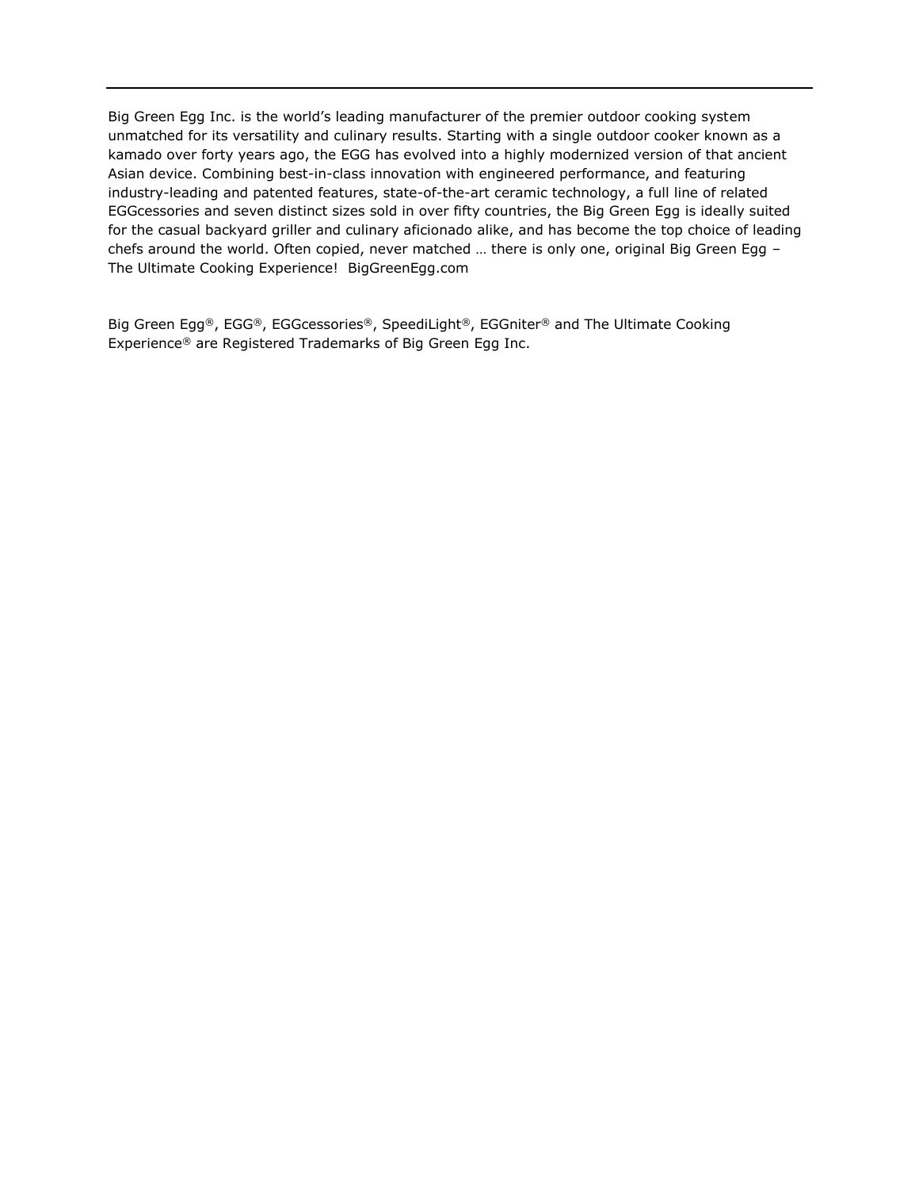---

Big Green Egg Inc. is the world's leading manufacturer of the premier outdoor cooking system unmatched for its versatility and culinary results. Starting with a single outdoor cooker known as a kamado over forty years ago, the EGG has evolved into a highly modernized version of that ancient Asian device. Combining best-in-class innovation with engineered performance, and featuring industry-leading and patented features, state-of-the-art ceramic technology, a full line of related EGGcessories and seven distinct sizes sold in over fifty countries, the Big Green Egg is ideally suited for the casual backyard griller and culinary aficionado alike, and has become the top choice of leading chefs around the world. Often copied, never matched … there is only one, original Big Green Egg – The Ultimate Cooking Experience! BigGreenEgg.com

Big Green Egg®, EGG®, EGGcessories®, SpeediLight®, EGGniter® and The Ultimate Cooking Experience® are Registered Trademarks of Big Green Egg Inc.